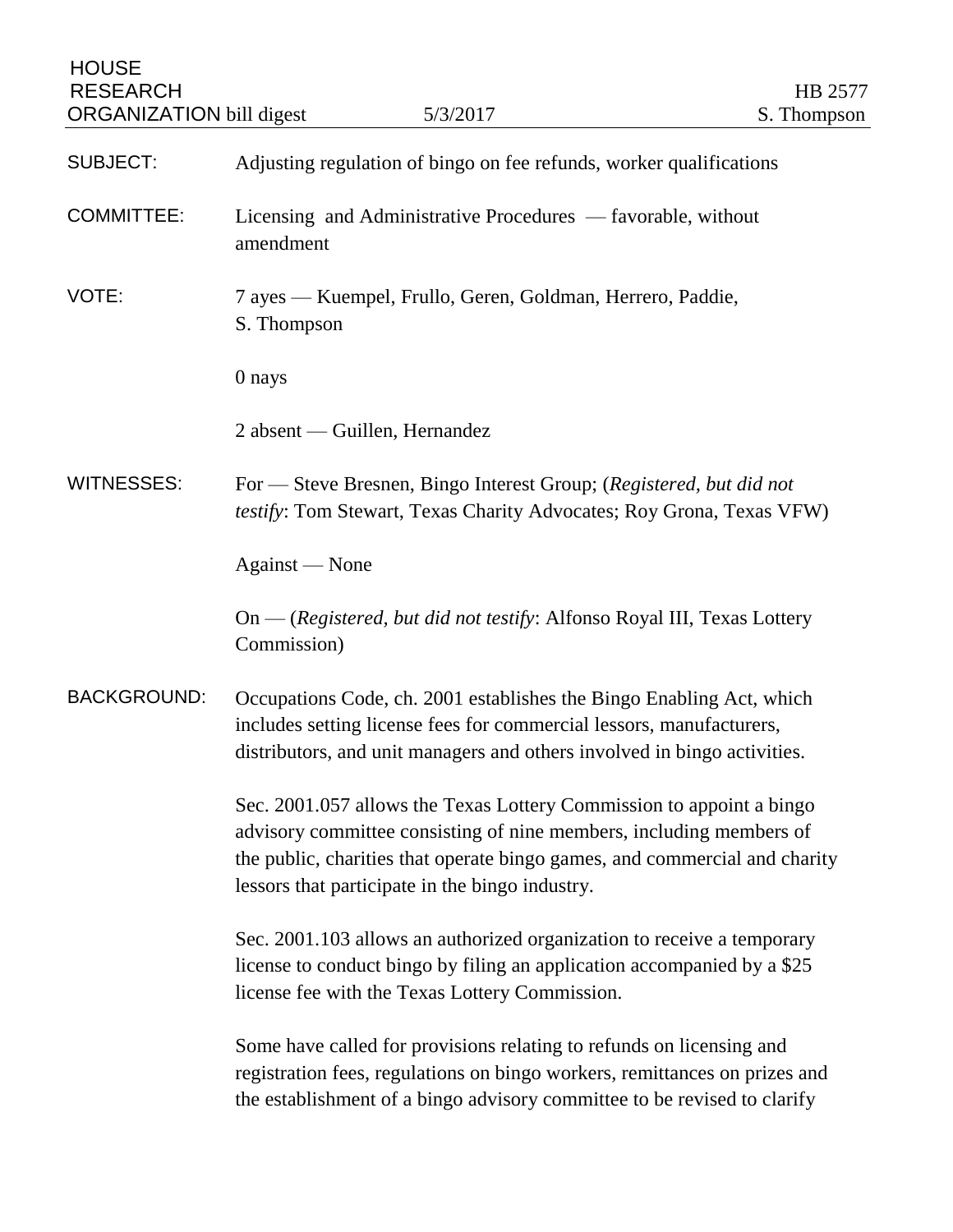HOUSE RESEARCH ORGANIZATION bill digest | 5/3/2017 | HB 2577 S. Thompson

**SUBJECT:** Adjusting regulation of bingo on fee refunds, worker qualifications

**COMMITTEE:** Licensing and Administrative Procedures — favorable, without amendment

**VOTE:** 7 ayes — Kuempel, Frullo, Geren, Goldman, Herrero, Paddie, S. Thompson

0 nays

2 absent — Guillen, Hernandez

**WITNESSES:** For — Steve Bresnen, Bingo Interest Group; (*Registered, but did not testify*: Tom Stewart, Texas Charity Advocates; Roy Grona, Texas VFW)

Against — None

On — (*Registered, but did not testify*: Alfonso Royal III, Texas Lottery Commission)

**BACKGROUND:** Occupations Code, ch. 2001 establishes the Bingo Enabling Act, which includes setting license fees for commercial lessors, manufacturers, distributors, and unit managers and others involved in bingo activities.

Sec. 2001.057 allows the Texas Lottery Commission to appoint a bingo advisory committee consisting of nine members, including members of the public, charities that operate bingo games, and commercial and charity lessors that participate in the bingo industry.

Sec. 2001.103 allows an authorized organization to receive a temporary license to conduct bingo by filing an application accompanied by a $25 license fee with the Texas Lottery Commission.

Some have called for provisions relating to refunds on licensing and registration fees, regulations on bingo workers, remittances on prizes and the establishment of a bingo advisory committee to be revised to clarify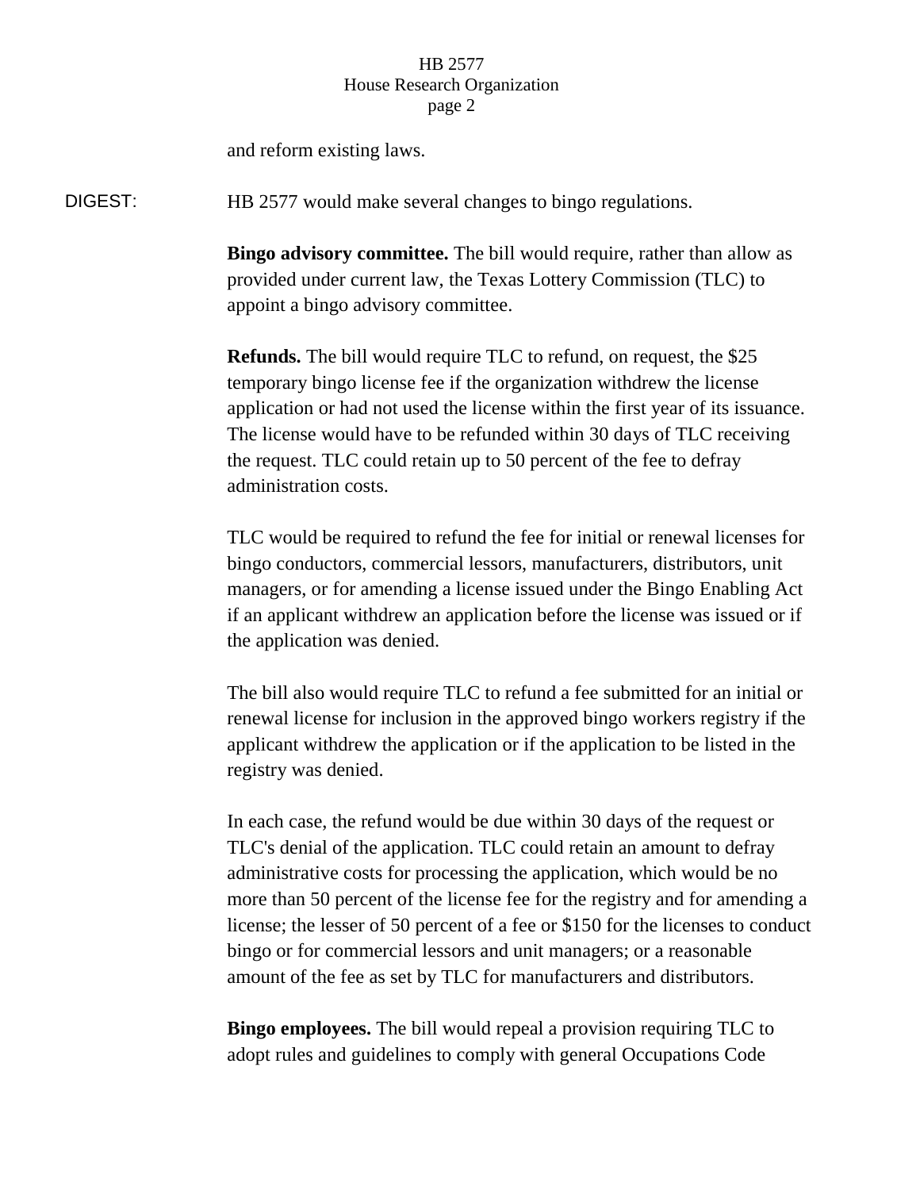and reform existing laws.

DIGEST: HB 2577 would make several changes to bingo regulations.

**Bingo advisory committee.** The bill would require, rather than allow as provided under current law, the Texas Lottery Commission (TLC) to appoint a bingo advisory committee.

**Refunds.** The bill would require TLC to refund, on request, the $25 temporary bingo license fee if the organization withdrew the license application or had not used the license within the first year of its issuance. The license would have to be refunded within 30 days of TLC receiving the request. TLC could retain up to 50 percent of the fee to defray administration costs.

TLC would be required to refund the fee for initial or renewal licenses for bingo conductors, commercial lessors, manufacturers, distributors, unit managers, or for amending a license issued under the Bingo Enabling Act if an applicant withdrew an application before the license was issued or if the application was denied.

The bill also would require TLC to refund a fee submitted for an initial or renewal license for inclusion in the approved bingo workers registry if the applicant withdrew the application or if the application to be listed in the registry was denied.

In each case, the refund would be due within 30 days of the request or TLC's denial of the application. TLC could retain an amount to defray administrative costs for processing the application, which would be no more than 50 percent of the license fee for the registry and for amending a license; the lesser of 50 percent of a fee or $150 for the licenses to conduct bingo or for commercial lessors and unit managers; or a reasonable amount of the fee as set by TLC for manufacturers and distributors.

**Bingo employees.** The bill would repeal a provision requiring TLC to adopt rules and guidelines to comply with general Occupations Code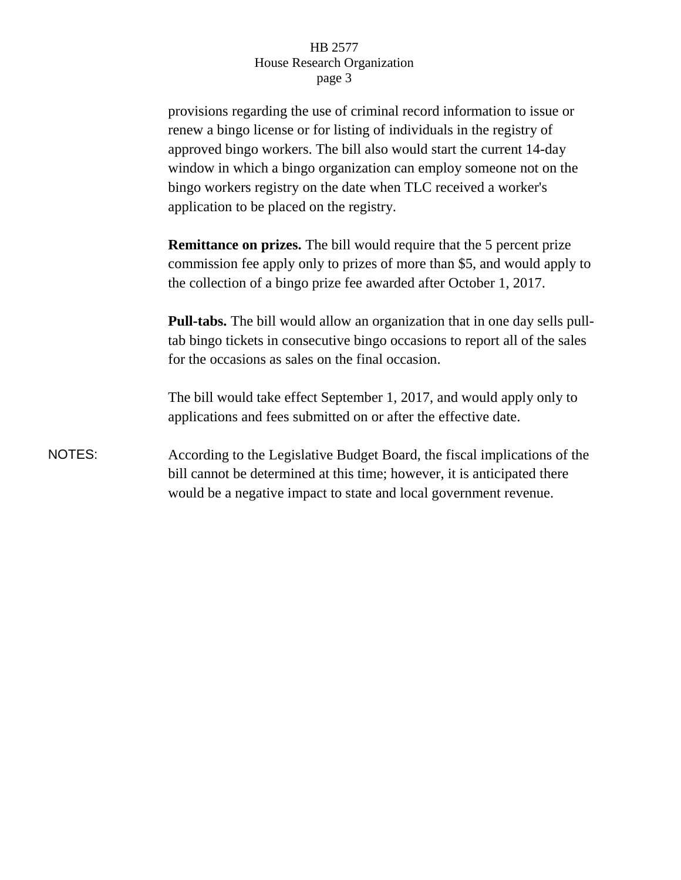provisions regarding the use of criminal record information to issue or renew a bingo license or for listing of individuals in the registry of approved bingo workers. The bill also would start the current 14-day window in which a bingo organization can employ someone not on the bingo workers registry on the date when TLC received a worker's application to be placed on the registry.

**Remittance on prizes.** The bill would require that the 5 percent prize commission fee apply only to prizes of more than $5, and would apply to the collection of a bingo prize fee awarded after October 1, 2017.

**Pull-tabs.** The bill would allow an organization that in one day sells pull-tab bingo tickets in consecutive bingo occasions to report all of the sales for the occasions as sales on the final occasion.

The bill would take effect September 1, 2017, and would apply only to applications and fees submitted on or after the effective date.

NOTES: According to the Legislative Budget Board, the fiscal implications of the bill cannot be determined at this time; however, it is anticipated there would be a negative impact to state and local government revenue.